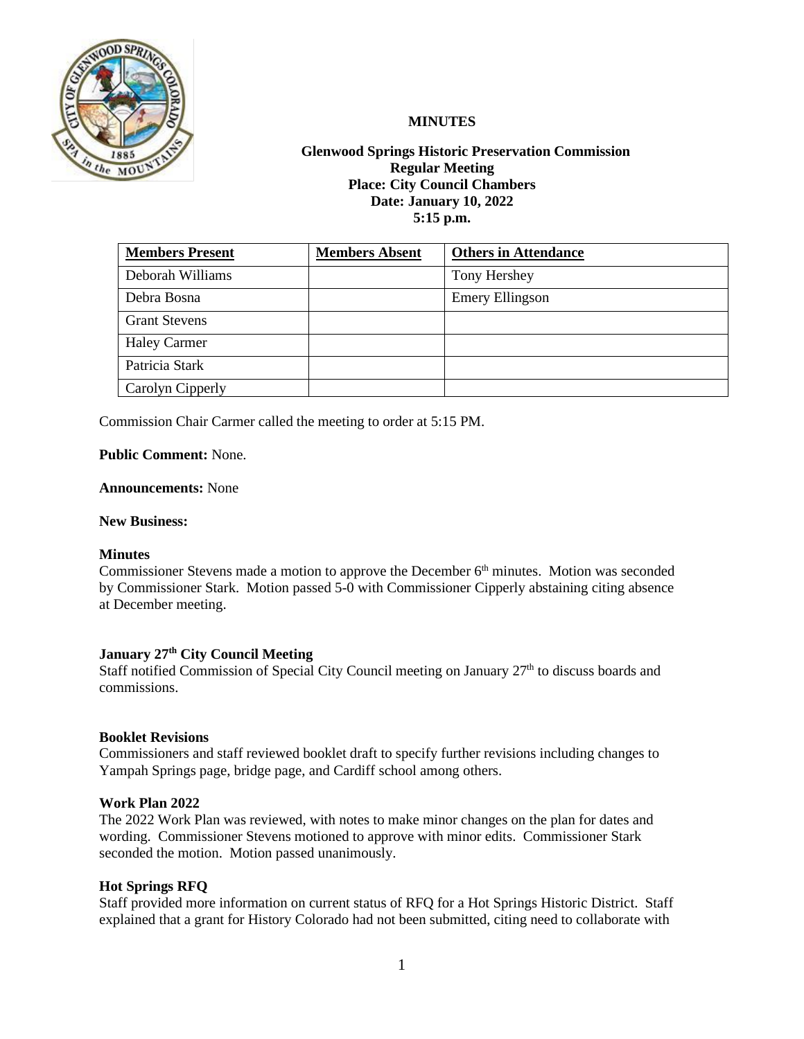**MINUTES**

**Glenwood Springs Historic Preservation Commission**
**Regular Meeting**
**Place: City Council Chambers**
**Date: January 10, 2022**
**5:15 p.m.**

| **Members Present** | **Members Absent** | **Others in Attendance** |
|---|---|---|
| Deborah Williams | | Tony Hershey |
| Debra Bosna | | Emery Ellingson |
| Grant Stevens | | |
| Haley Carmer | | |
| Patricia Stark | | |
| Carolyn Cipperly | | |

Commission Chair Carmer called the meeting to order at 5:15 PM.

**Public Comment:** None.

**Announcements:** None

**New Business:**

**Minutes**
Commissioner Stevens made a motion to approve the December 6th minutes. Motion was seconded by Commissioner Stark. Motion passed 5-0 with Commissioner Cipperly abstaining citing absence at December meeting.

**January 27th City Council Meeting**
Staff notified Commission of Special City Council meeting on January 27th to discuss boards and commissions.

**Booklet Revisions**
Commissioners and staff reviewed booklet draft to specify further revisions including changes to Yampah Springs page, bridge page, and Cardiff school among others.

**Work Plan 2022**
The 2022 Work Plan was reviewed, with notes to make minor changes on the plan for dates and wording. Commissioner Stevens motioned to approve with minor edits. Commissioner Stark seconded the motion. Motion passed unanimously.

**Hot Springs RFQ**
Staff provided more information on current status of RFQ for a Hot Springs Historic District. Staff explained that a grant for History Colorado had not been submitted, citing need to collaborate with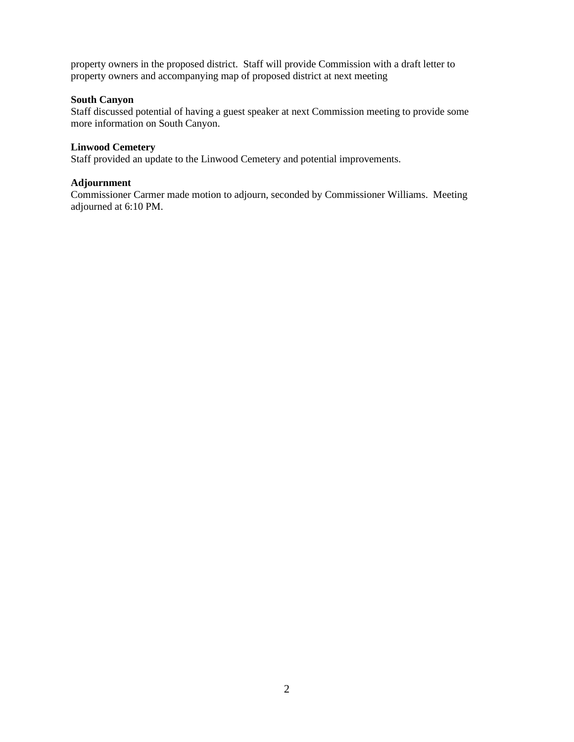property owners in the proposed district.  Staff will provide Commission with a draft letter to property owners and accompanying map of proposed district at next meeting

**South Canyon**

Staff discussed potential of having a guest speaker at next Commission meeting to provide some more information on South Canyon.

**Linwood Cemetery**

Staff provided an update to the Linwood Cemetery and potential improvements.

**Adjournment**

Commissioner Carmer made motion to adjourn, seconded by Commissioner Williams.  Meeting adjourned at 6:10 PM.